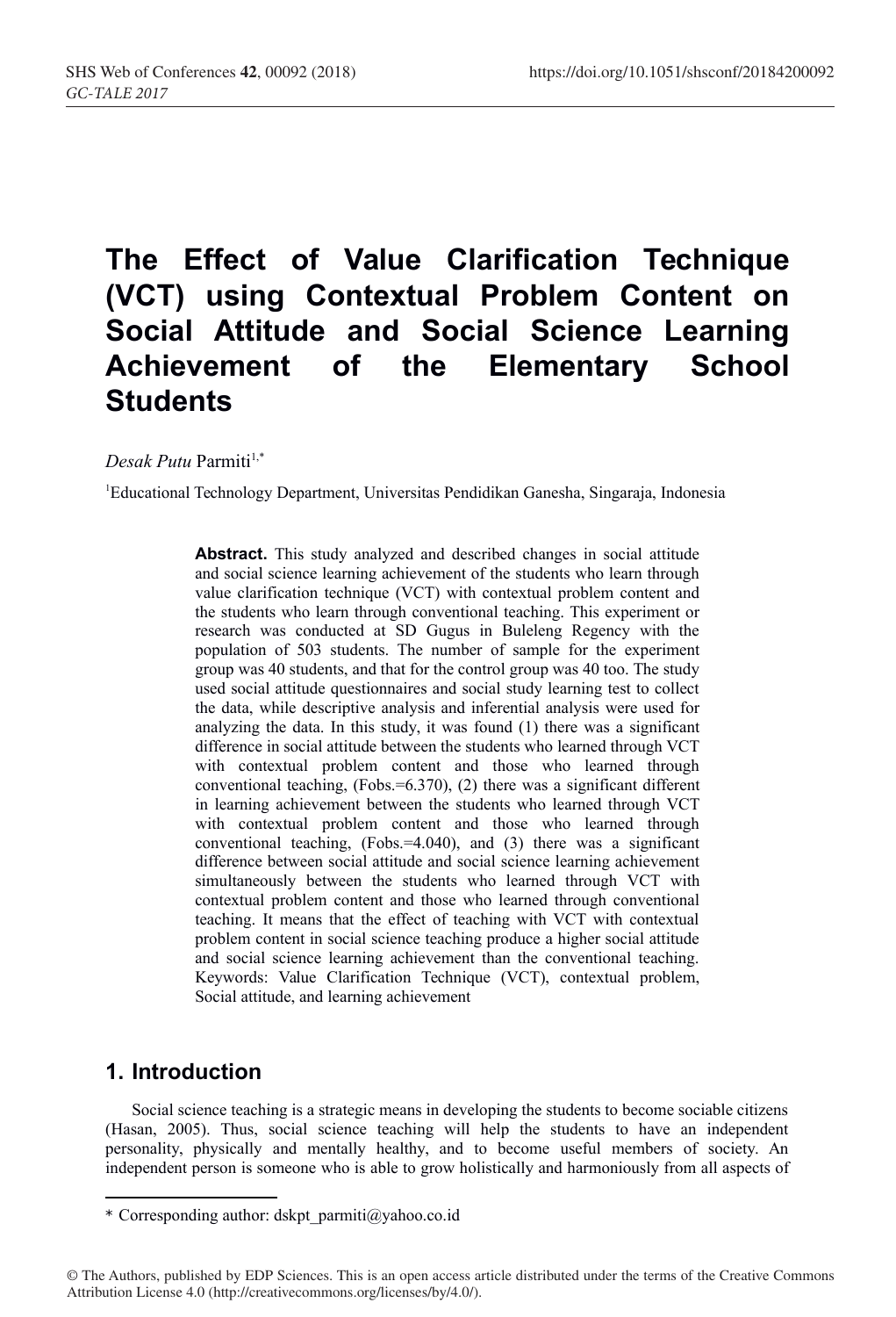# The Effect of Value Clarification Technique (VCT) using Contextual Problem Content on Social Attitude and Social Science Learning Achievement of the Elementary School Students

*Desak Putu* Parmiti[1,*]

[1]Educational Technology Department, Universitas Pendidikan Ganesha, Singaraja, Indonesia

**Abstract.** This study analyzed and described changes in social attitude and social science learning achievement of the students who learn through value clarification technique (VCT) with contextual problem content and the students who learn through conventional teaching. This experiment or research was conducted at SD Gugus in Buleleng Regency with the population of 503 students. The number of sample for the experiment group was 40 students, and that for the control group was 40 too. The study used social attitude questionnaires and social study learning test to collect the data, while descriptive analysis and inferential analysis were used for analyzing the data. In this study, it was found (1) there was a significant difference in social attitude between the students who learned through VCT with contextual problem content and those who learned through conventional teaching, (Fobs.=6.370), (2) there was a significant different in learning achievement between the students who learned through VCT with contextual problem content and those who learned through conventional teaching, (Fobs.=4.040), and (3) there was a significant difference between social attitude and social science learning achievement simultaneously between the students who learned through VCT with contextual problem content and those who learned through conventional teaching. It means that the effect of teaching with VCT with contextual problem content in social science teaching produce a higher social attitude and social science learning achievement than the conventional teaching. Keywords: Value Clarification Technique (VCT), contextual problem, Social attitude, and learning achievement

## 1. Introduction

Social science teaching is a strategic means in developing the students to become sociable citizens (Hasan, 2005). Thus, social science teaching will help the students to have an independent personality, physically and mentally healthy, and to become useful members of society. An independent person is someone who is able to grow holistically and harmoniously from all aspects of

\* Corresponding author: dskpt_parmiti@yahoo.co.id

© The Authors, published by EDP Sciences. This is an open access article distributed under the terms of the Creative Commons Attribution License 4.0 (http://creativecommons.org/licenses/by/4.0/).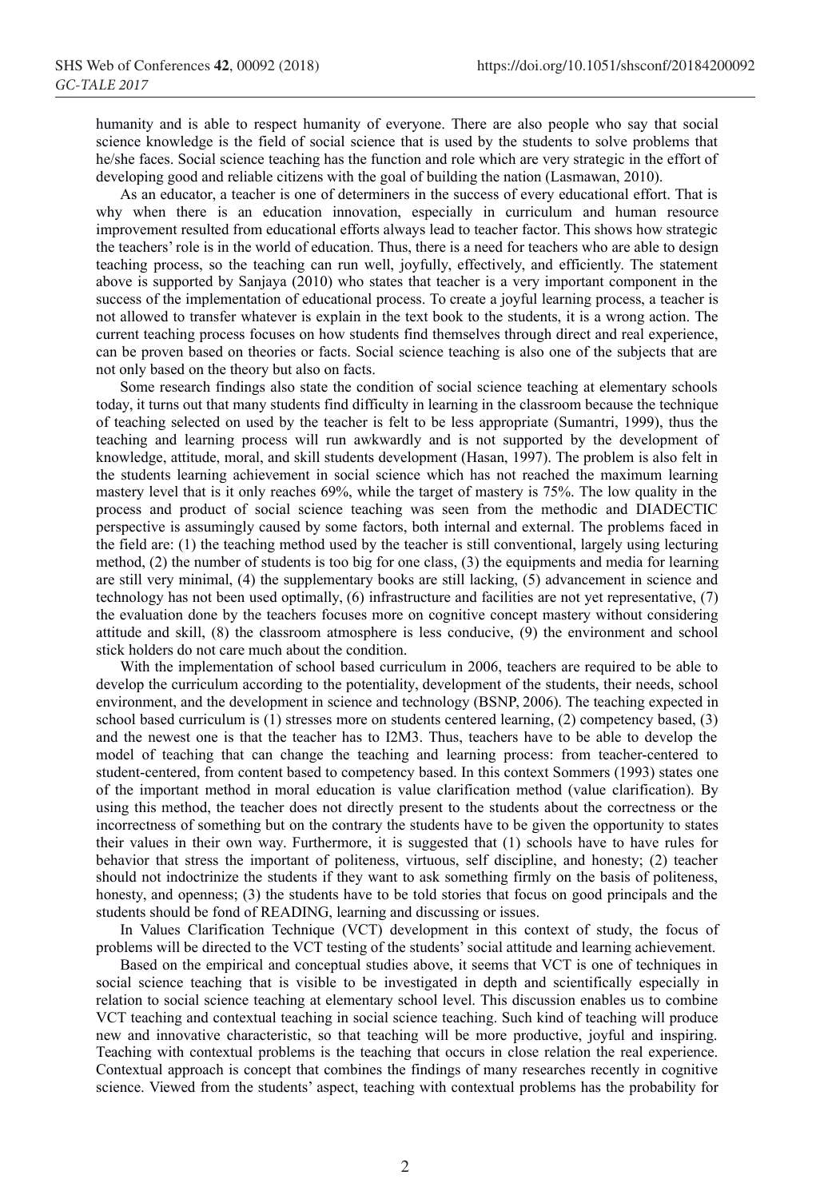humanity and is able to respect humanity of everyone. There are also people who say that social science knowledge is the field of social science that is used by the students to solve problems that he/she faces. Social science teaching has the function and role which are very strategic in the effort of developing good and reliable citizens with the goal of building the nation (Lasmawan, 2010).

As an educator, a teacher is one of determiners in the success of every educational effort. That is why when there is an education innovation, especially in curriculum and human resource improvement resulted from educational efforts always lead to teacher factor. This shows how strategic the teachers' role is in the world of education. Thus, there is a need for teachers who are able to design teaching process, so the teaching can run well, joyfully, effectively, and efficiently. The statement above is supported by Sanjaya (2010) who states that teacher is a very important component in the success of the implementation of educational process. To create a joyful learning process, a teacher is not allowed to transfer whatever is explain in the text book to the students, it is a wrong action. The current teaching process focuses on how students find themselves through direct and real experience, can be proven based on theories or facts. Social science teaching is also one of the subjects that are not only based on the theory but also on facts.

Some research findings also state the condition of social science teaching at elementary schools today, it turns out that many students find difficulty in learning in the classroom because the technique of teaching selected on used by the teacher is felt to be less appropriate (Sumantri, 1999), thus the teaching and learning process will run awkwardly and is not supported by the development of knowledge, attitude, moral, and skill students development (Hasan, 1997). The problem is also felt in the students learning achievement in social science which has not reached the maximum learning mastery level that is it only reaches 69%, while the target of mastery is 75%. The low quality in the process and product of social science teaching was seen from the methodic and DIADECTIC perspective is assumingly caused by some factors, both internal and external. The problems faced in the field are: (1) the teaching method used by the teacher is still conventional, largely using lecturing method, (2) the number of students is too big for one class, (3) the equipments and media for learning are still very minimal, (4) the supplementary books are still lacking, (5) advancement in science and technology has not been used optimally, (6) infrastructure and facilities are not yet representative, (7) the evaluation done by the teachers focuses more on cognitive concept mastery without considering attitude and skill, (8) the classroom atmosphere is less conducive, (9) the environment and school stick holders do not care much about the condition.

With the implementation of school based curriculum in 2006, teachers are required to be able to develop the curriculum according to the potentiality, development of the students, their needs, school environment, and the development in science and technology (BSNP, 2006). The teaching expected in school based curriculum is (1) stresses more on students centered learning, (2) competency based, (3) and the newest one is that the teacher has to I2M3. Thus, teachers have to be able to develop the model of teaching that can change the teaching and learning process: from teacher-centered to student-centered, from content based to competency based. In this context Sommers (1993) states one of the important method in moral education is value clarification method (value clarification). By using this method, the teacher does not directly present to the students about the correctness or the incorrectness of something but on the contrary the students have to be given the opportunity to states their values in their own way. Furthermore, it is suggested that (1) schools have to have rules for behavior that stress the important of politeness, virtuous, self discipline, and honesty; (2) teacher should not indoctrinize the students if they want to ask something firmly on the basis of politeness, honesty, and openness; (3) the students have to be told stories that focus on good principals and the students should be fond of READING, learning and discussing or issues.

In Values Clarification Technique (VCT) development in this context of study, the focus of problems will be directed to the VCT testing of the students' social attitude and learning achievement.

Based on the empirical and conceptual studies above, it seems that VCT is one of techniques in social science teaching that is visible to be investigated in depth and scientifically especially in relation to social science teaching at elementary school level. This discussion enables us to combine VCT teaching and contextual teaching in social science teaching. Such kind of teaching will produce new and innovative characteristic, so that teaching will be more productive, joyful and inspiring. Teaching with contextual problems is the teaching that occurs in close relation the real experience. Contextual approach is concept that combines the findings of many researches recently in cognitive science. Viewed from the students' aspect, teaching with contextual problems has the probability for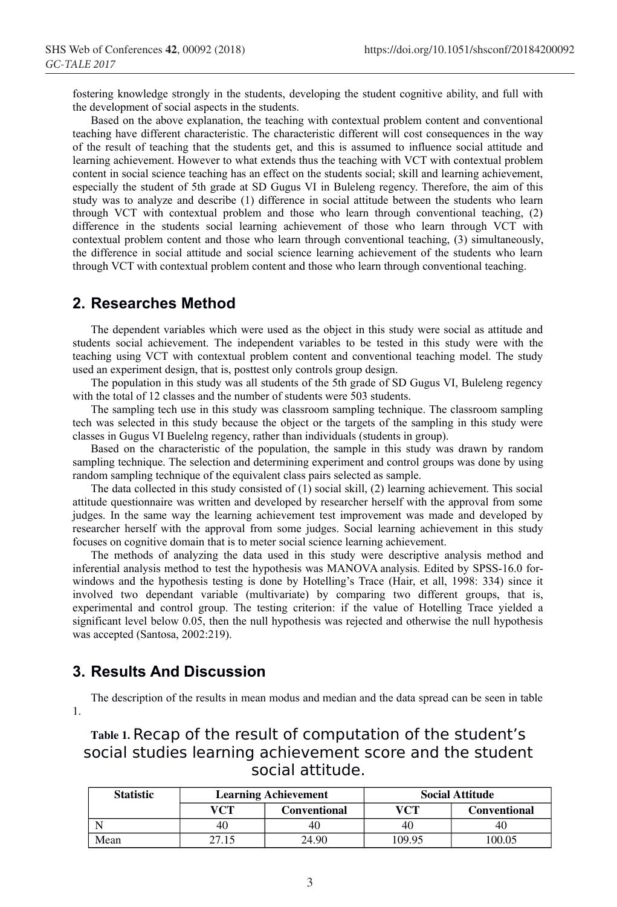fostering knowledge strongly in the students, developing the student cognitive ability, and full with the development of social aspects in the students.

Based on the above explanation, the teaching with contextual problem content and conventional teaching have different characteristic. The characteristic different will cost consequences in the way of the result of teaching that the students get, and this is assumed to influence social attitude and learning achievement. However to what extends thus the teaching with VCT with contextual problem content in social science teaching has an effect on the students social; skill and learning achievement, especially the student of 5th grade at SD Gugus VI in Buleleng regency. Therefore, the aim of this study was to analyze and describe (1) difference in social attitude between the students who learn through VCT with contextual problem and those who learn through conventional teaching, (2) difference in the students social learning achievement of those who learn through VCT with contextual problem content and those who learn through conventional teaching, (3) simultaneously, the difference in social attitude and social science learning achievement of the students who learn through VCT with contextual problem content and those who learn through conventional teaching.

## 2. Researches Method

The dependent variables which were used as the object in this study were social as attitude and students social achievement. The independent variables to be tested in this study were with the teaching using VCT with contextual problem content and conventional teaching model. The study used an experiment design, that is, posttest only controls group design.

The population in this study was all students of the 5th grade of SD Gugus VI, Buleleng regency with the total of 12 classes and the number of students were 503 students.

The sampling tech use in this study was classroom sampling technique. The classroom sampling tech was selected in this study because the object or the targets of the sampling in this study were classes in Gugus VI Buelelng regency, rather than individuals (students in group).

Based on the characteristic of the population, the sample in this study was drawn by random sampling technique. The selection and determining experiment and control groups was done by using random sampling technique of the equivalent class pairs selected as sample.

The data collected in this study consisted of (1) social skill, (2) learning achievement. This social attitude questionnaire was written and developed by researcher herself with the approval from some judges. In the same way the learning achievement test improvement was made and developed by researcher herself with the approval from some judges. Social learning achievement in this study focuses on cognitive domain that is to meter social science learning achievement.

The methods of analyzing the data used in this study were descriptive analysis method and inferential analysis method to test the hypothesis was MANOVA analysis. Edited by SPSS-16.0 for-windows and the hypothesis testing is done by Hotelling's Trace (Hair, et all, 1998: 334) since it involved two dependant variable (multivariate) by comparing two different groups, that is, experimental and control group. The testing criterion: if the value of Hotelling Trace yielded a significant level below 0.05, then the null hypothesis was rejected and otherwise the null hypothesis was accepted (Santosa, 2002:219).

## 3. Results And Discussion

The description of the results in mean modus and median and the data spread can be seen in table 1.

**Table 1.** Recap of the result of computation of the student's social studies learning achievement score and the student social attitude.

| Statistic | Learning Achievement | | Social Attitude | |
|---|---|---|---|---|
| | VCT | Conventional | VCT | Conventional |
| N | 40 | 40 | 40 | 40 |
| Mean | 27.15 | 24.90 | 109.95 | 100.05 |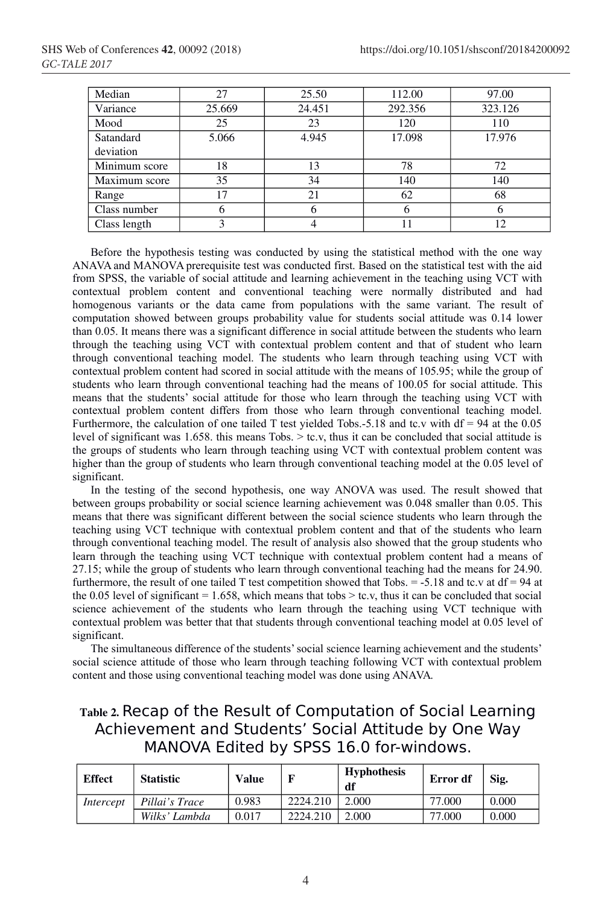| Median | 27 | 25.50 | 112.00 | 97.00 |
|---|---|---|---|---|
| Variance | 25.669 | 24.451 | 292.356 | 323.126 |
| Mood | 25 | 23 | 120 | 110 |
| Satandard deviation | 5.066 | 4.945 | 17.098 | 17.976 |
| Minimum score | 18 | 13 | 78 | 72 |
| Maximum score | 35 | 34 | 140 | 140 |
| Range | 17 | 21 | 62 | 68 |
| Class number | 6 | 6 | 6 | 6 |
| Class length | 3 | 4 | 11 | 12 |

Before the hypothesis testing was conducted by using the statistical method with the one way ANAVA and MANOVA prerequisite test was conducted first. Based on the statistical test with the aid from SPSS, the variable of social attitude and learning achievement in the teaching using VCT with contextual problem content and conventional teaching were normally distributed and had homogenous variants or the data came from populations with the same variant. The result of computation showed between groups probability value for students social attitude was 0.14 lower than 0.05. It means there was a significant difference in social attitude between the students who learn through the teaching using VCT with contextual problem content and that of student who learn through conventional teaching model. The students who learn through teaching using VCT with contextual problem content had scored in social attitude with the means of 105.95; while the group of students who learn through conventional teaching had the means of 100.05 for social attitude. This means that the students' social attitude for those who learn through the teaching using VCT with contextual problem content differs from those who learn through conventional teaching model. Furthermore, the calculation of one tailed T test yielded Tobs.-5.18 and tc.v with df = 94 at the 0.05 level of significant was 1.658. this means Tobs. > tc.v, thus it can be concluded that social attitude is the groups of students who learn through teaching using VCT with contextual problem content was higher than the group of students who learn through conventional teaching model at the 0.05 level of significant.

In the testing of the second hypothesis, one way ANOVA was used. The result showed that between groups probability or social science learning achievement was 0.048 smaller than 0.05. This means that there was significant different between the social science students who learn through the teaching using VCT technique with contextual problem content and that of the students who learn through conventional teaching model. The result of analysis also showed that the group students who learn through the teaching using VCT technique with contextual problem content had a means of 27.15; while the group of students who learn through conventional teaching had the means for 24.90. furthermore, the result of one tailed T test competition showed that Tobs. = -5.18 and tc.v at df = 94 at the 0.05 level of significant = 1.658, which means that tobs > tc.v, thus it can be concluded that social science achievement of the students who learn through the teaching using VCT technique with contextual problem was better that that students through conventional teaching model at 0.05 level of significant.

The simultaneous difference of the students' social science learning achievement and the students' social science attitude of those who learn through teaching following VCT with contextual problem content and those using conventional teaching model was done using ANAVA.

**Table 2.** Recap of the Result of Computation of Social Learning Achievement and Students' Social Attitude by One Way MANOVA Edited by SPSS 16.0 for-windows.

| Effect | Statistic | Value | F | Hyphothesis df | Error df | Sig. |
|---|---|---|---|---|---|---|
| *Intercept* | *Pillai's Trace* | 0.983 | 2224.210 | 2.000 | 77.000 | 0.000 |
| | *Wilks' Lambda* | 0.017 | 2224.210 | 2.000 | 77.000 | 0.000 |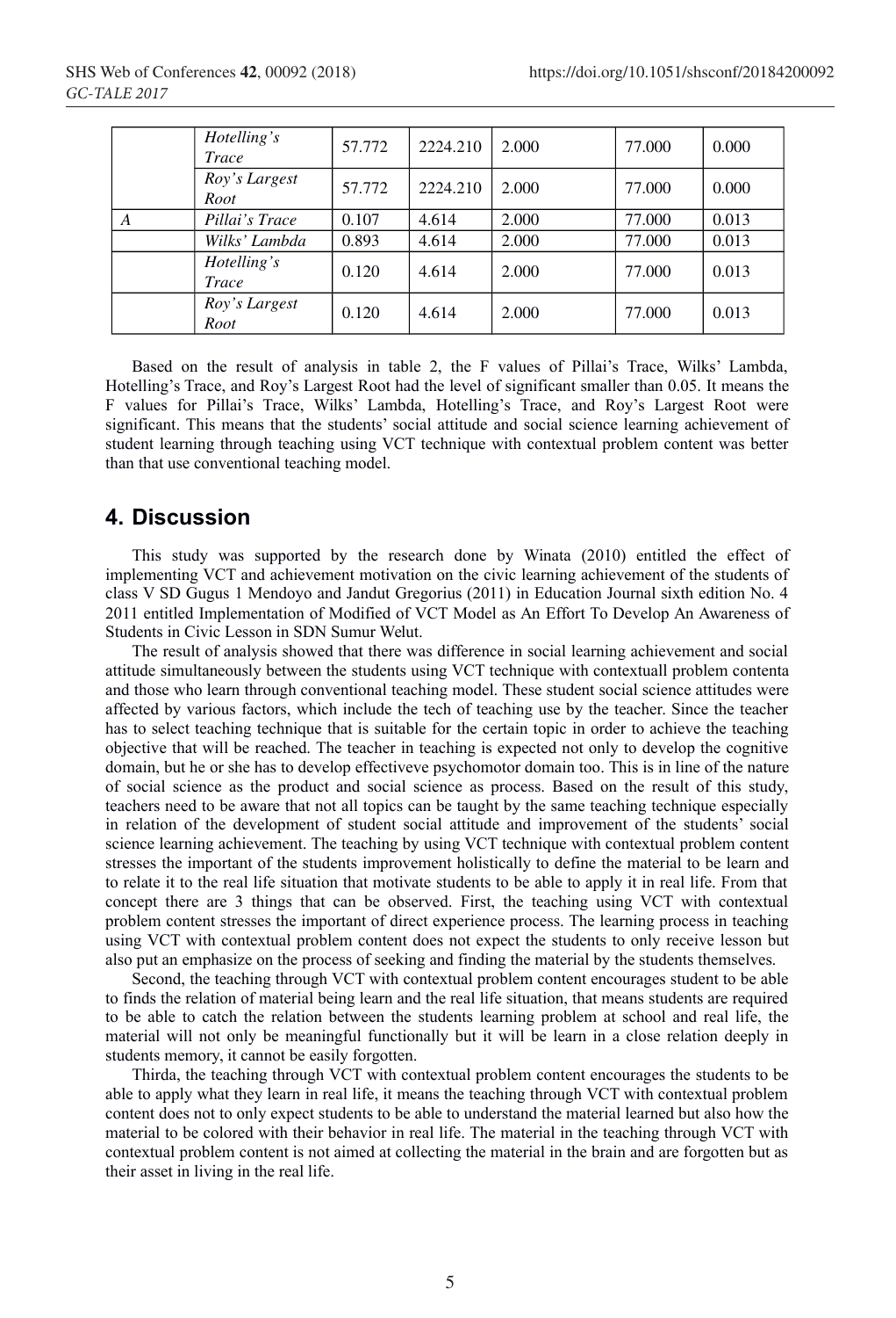|  | *Hotelling's Trace* | 57.772 | 2224.210 | 2.000 | 77.000 | 0.000 |
|---|---|---|---|---|---|---|
|  | *Roy's Largest Root* | 57.772 | 2224.210 | 2.000 | 77.000 | 0.000 |
| *A* | *Pillai's Trace* | 0.107 | 4.614 | 2.000 | 77.000 | 0.013 |
|  | *Wilks' Lambda* | 0.893 | 4.614 | 2.000 | 77.000 | 0.013 |
|  | *Hotelling's Trace* | 0.120 | 4.614 | 2.000 | 77.000 | 0.013 |
|  | *Roy's Largest Root* | 0.120 | 4.614 | 2.000 | 77.000 | 0.013 |

Based on the result of analysis in table 2, the F values of Pillai's Trace, Wilks' Lambda, Hotelling's Trace, and Roy's Largest Root had the level of significant smaller than 0.05. It means the F values for Pillai's Trace, Wilks' Lambda, Hotelling's Trace, and Roy's Largest Root were significant. This means that the students' social attitude and social science learning achievement of student learning through teaching using VCT technique with contextual problem content was better than that use conventional teaching model.

## 4. Discussion

This study was supported by the research done by Winata (2010) entitled the effect of implementing VCT and achievement motivation on the civic learning achievement of the students of class V SD Gugus 1 Mendoyo and Jandut Gregorius (2011) in Education Journal sixth edition No. 4 2011 entitled Implementation of Modified of VCT Model as An Effort To Develop An Awareness of Students in Civic Lesson in SDN Sumur Welut.

The result of analysis showed that there was difference in social learning achievement and social attitude simultaneously between the students using VCT technique with contextuall problem contenta and those who learn through conventional teaching model. These student social science attitudes were affected by various factors, which include the tech of teaching use by the teacher. Since the teacher has to select teaching technique that is suitable for the certain topic in order to achieve the teaching objective that will be reached. The teacher in teaching is expected not only to develop the cognitive domain, but he or she has to develop effectiveve psychomotor domain too. This is in line of the nature of social science as the product and social science as process. Based on the result of this study, teachers need to be aware that not all topics can be taught by the same teaching technique especially in relation of the development of student social attitude and improvement of the students' social science learning achievement. The teaching by using VCT technique with contextual problem content stresses the important of the students improvement holistically to define the material to be learn and to relate it to the real life situation that motivate students to be able to apply it in real life. From that concept there are 3 things that can be observed. First, the teaching using VCT with contextual problem content stresses the important of direct experience process. The learning process in teaching using VCT with contextual problem content does not expect the students to only receive lesson but also put an emphasize on the process of seeking and finding the material by the students themselves.

Second, the teaching through VCT with contextual problem content encourages student to be able to finds the relation of material being learn and the real life situation, that means students are required to be able to catch the relation between the students learning problem at school and real life, the material will not only be meaningful functionally but it will be learn in a close relation deeply in students memory, it cannot be easily forgotten.

Thirda, the teaching through VCT with contextual problem content encourages the students to be able to apply what they learn in real life, it means the teaching through VCT with contextual problem content does not to only expect students to be able to understand the material learned but also how the material to be colored with their behavior in real life. The material in the teaching through VCT with contextual problem content is not aimed at collecting the material in the brain and are forgotten but as their asset in living in the real life.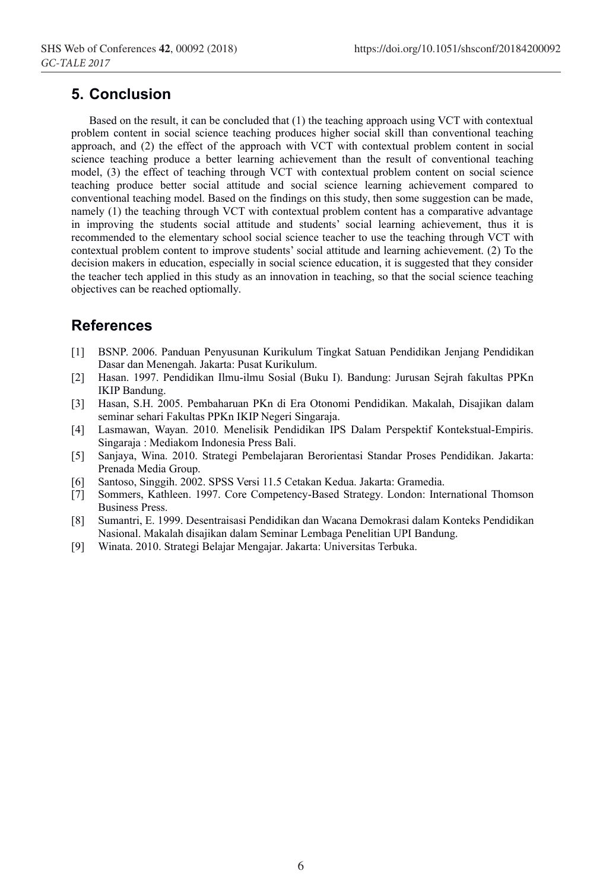## 5. Conclusion

Based on the result, it can be concluded that (1) the teaching approach using VCT with contextual problem content in social science teaching produces higher social skill than conventional teaching approach, and (2) the effect of the approach with VCT with contextual problem content in social science teaching produce a better learning achievement than the result of conventional teaching model, (3) the effect of teaching through VCT with contextual problem content on social science teaching produce better social attitude and social science learning achievement compared to conventional teaching model. Based on the findings on this study, then some suggestion can be made, namely (1) the teaching through VCT with contextual problem content has a comparative advantage in improving the students social attitude and students' social learning achievement, thus it is recommended to the elementary school social science teacher to use the teaching through VCT with contextual problem content to improve students' social attitude and learning achievement. (2) To the decision makers in education, especially in social science education, it is suggested that they consider the teacher tech applied in this study as an innovation in teaching, so that the social science teaching objectives can be reached optiomally.

## References

[1] BSNP. 2006. Panduan Penyusunan Kurikulum Tingkat Satuan Pendidikan Jenjang Pendidikan Dasar dan Menengah. Jakarta: Pusat Kurikulum.

[2] Hasan. 1997. Pendidikan Ilmu-ilmu Sosial (Buku I). Bandung: Jurusan Sejrah fakultas PPKn IKIP Bandung.

[3] Hasan, S.H. 2005. Pembaharuan PKn di Era Otonomi Pendidikan. Makalah, Disajikan dalam seminar sehari Fakultas PPKn IKIP Negeri Singaraja.

[4] Lasmawan, Wayan. 2010. Menelisik Pendidikan IPS Dalam Perspektif Kontekstual-Empiris. Singaraja : Mediakom Indonesia Press Bali.

[5] Sanjaya, Wina. 2010. Strategi Pembelajaran Berorientasi Standar Proses Pendidikan. Jakarta: Prenada Media Group.

[6] Santoso, Singgih. 2002. SPSS Versi 11.5 Cetakan Kedua. Jakarta: Gramedia.

[7] Sommers, Kathleen. 1997. Core Competency-Based Strategy. London: International Thomson Business Press.

[8] Sumantri, E. 1999. Desentraisasi Pendidikan dan Wacana Demokrasi dalam Konteks Pendidikan Nasional. Makalah disajikan dalam Seminar Lembaga Penelitian UPI Bandung.

[9] Winata. 2010. Strategi Belajar Mengajar. Jakarta: Universitas Terbuka.